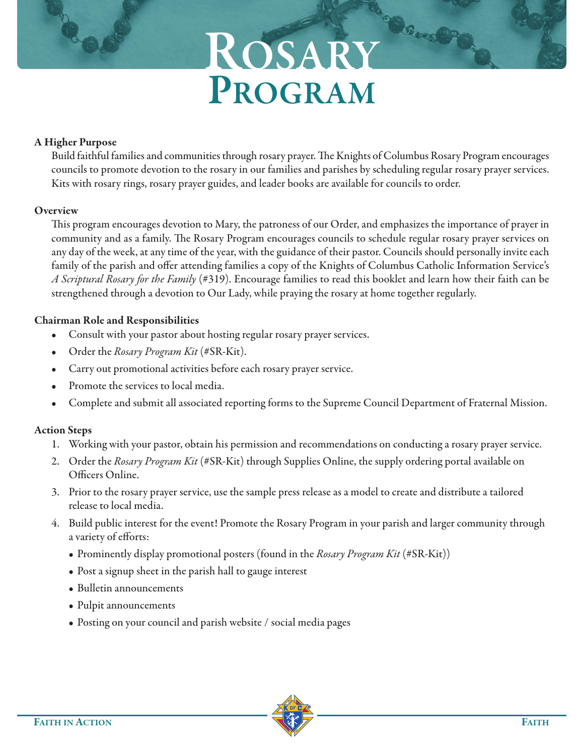# Rosary Program

### A Higher Purpose

Build faithful families and communities through rosary prayer. The Knights of Columbus Rosary Program encourages councils to promote devotion to the rosary in our families and parishes by scheduling regular rosary prayer services. Kits with rosary rings, rosary prayer guides, and leader books are available for councils to order.

### Overview

This program encourages devotion to Mary, the patroness of our Order, and emphasizes the importance of prayer in community and as a family. The Rosary Program encourages councils to schedule regular rosary prayer services on any day of the week, at any time of the year, with the guidance of their pastor. Councils should personally invite each family of the parish and offer attending families a copy of the Knights of Columbus Catholic Information Service's *A Scriptural Rosary for the Family* (#319). Encourage families to read this booklet and learn how their faith can be strengthened through a devotion to Our Lady, while praying the rosary at home together regularly.

### Chairman Role and Responsibilities

- Consult with your pastor about hosting regular rosary prayer services.
- Order the *Rosary Program Kit* (#SR-Kit).
- Carry out promotional activities before each rosary prayer service.
- Promote the services to local media.
- Complete and submit all associated reporting forms to the Supreme Council Department of Fraternal Mission.

### Action Steps

1. Working with your pastor, obtain his permission and recommendations on conducting a rosary prayer service.
2. Order the *Rosary Program Kit* (#SR-Kit) through Supplies Online, the supply ordering portal available on Officers Online.
3. Prior to the rosary prayer service, use the sample press release as a model to create and distribute a tailored release to local media.
4. Build public interest for the event! Promote the Rosary Program in your parish and larger community through a variety of efforts:
   - Prominently display promotional posters (found in the *Rosary Program Kit* (#SR-Kit))
   - Post a signup sheet in the parish hall to gauge interest
   - Bulletin announcements
   - Pulpit announcements
   - Posting on your council and parish website / social media pages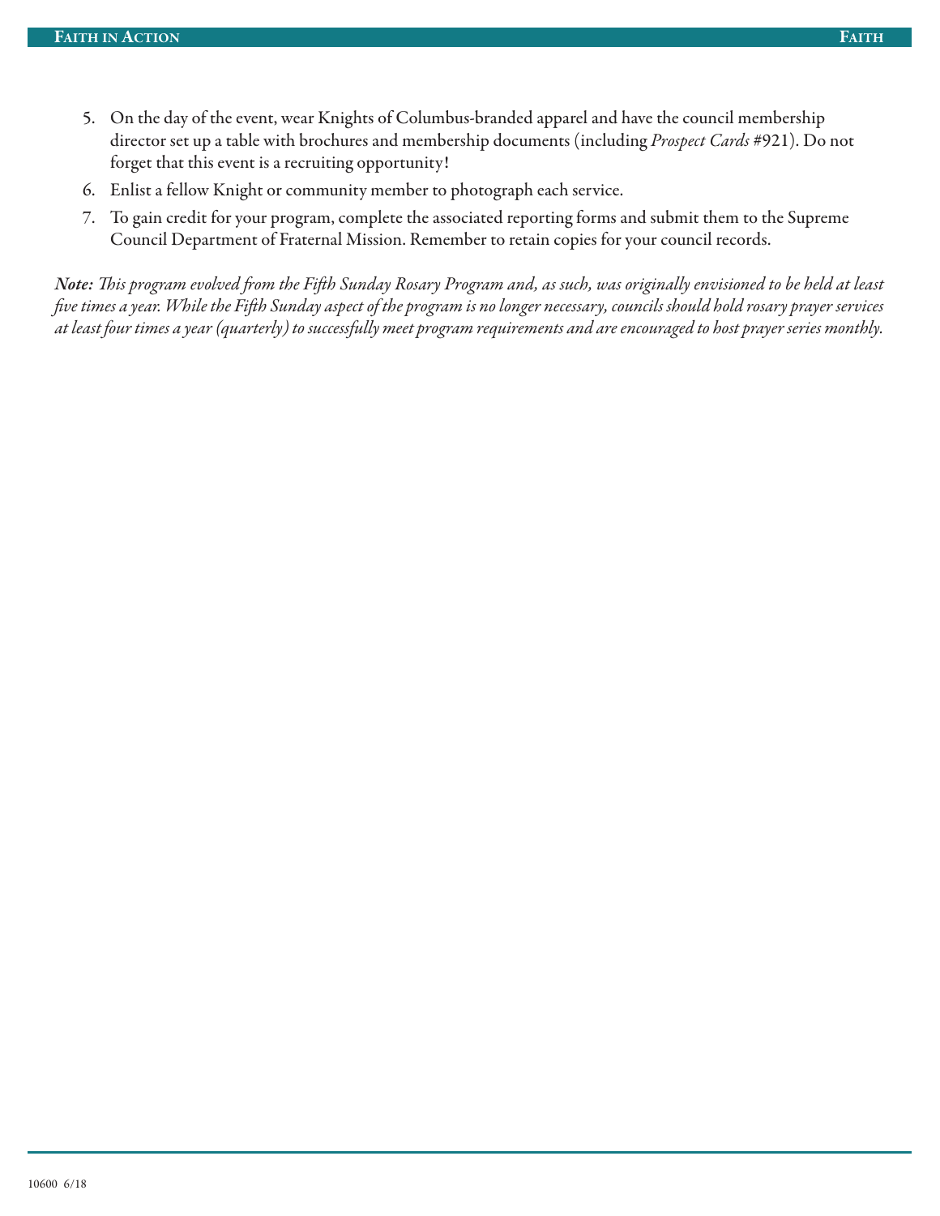5. On the day of the event, wear Knights of Columbus-branded apparel and have the council membership director set up a table with brochures and membership documents (including *Prospect Cards* #921). Do not forget that this event is a recruiting opportunity!
6. Enlist a fellow Knight or community member to photograph each service.
7. To gain credit for your program, complete the associated reporting forms and submit them to the Supreme Council Department of Fraternal Mission. Remember to retain copies for your council records.

***Note:*** *This program evolved from the Fifth Sunday Rosary Program and, as such, was originally envisioned to be held at least five times a year. While the Fifth Sunday aspect of the program is no longer necessary, councils should hold rosary prayer services at least four times a year (quarterly) to successfully meet program requirements and are encouraged to host prayer series monthly.*

10600 6/18